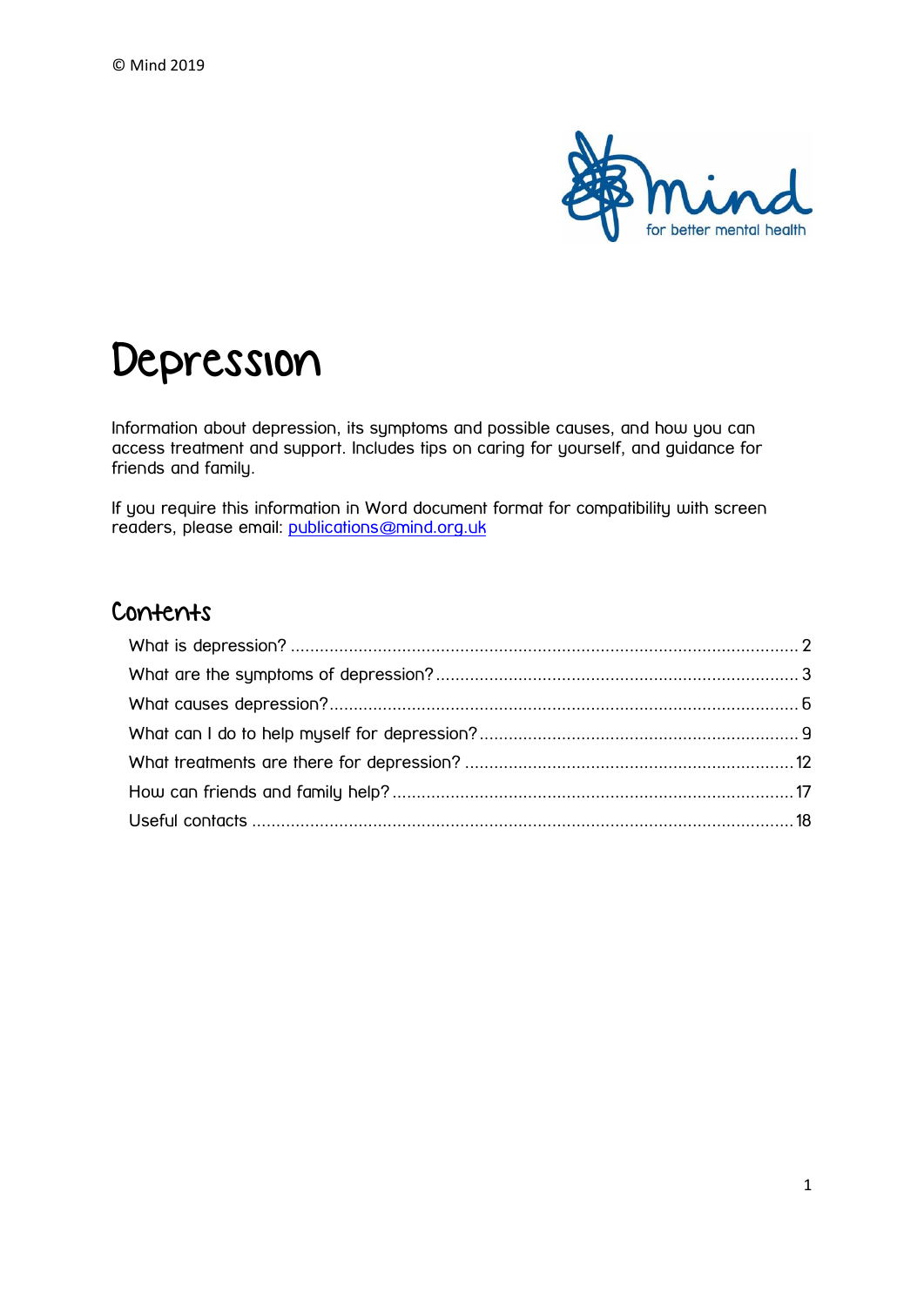© Mind 2019

# Depression

Information about depression, its symptoms and possible causes, and how you can access treatment and support. Includes tips on caring for yourself, and guidance for friends and family.

If you require this information in Word document format for compatibility with screen readers, please email: publications@mind.org.uk

## Contents

- What is depression? ........ 2
- What are the symptoms of depression? ........ 3
- What causes depression? ........ 6
- What can I do to help myself for depression? ........ 9
- What treatments are there for depression? ........ 12
- How can friends and family help? ........ 17
- Useful contacts ........ 18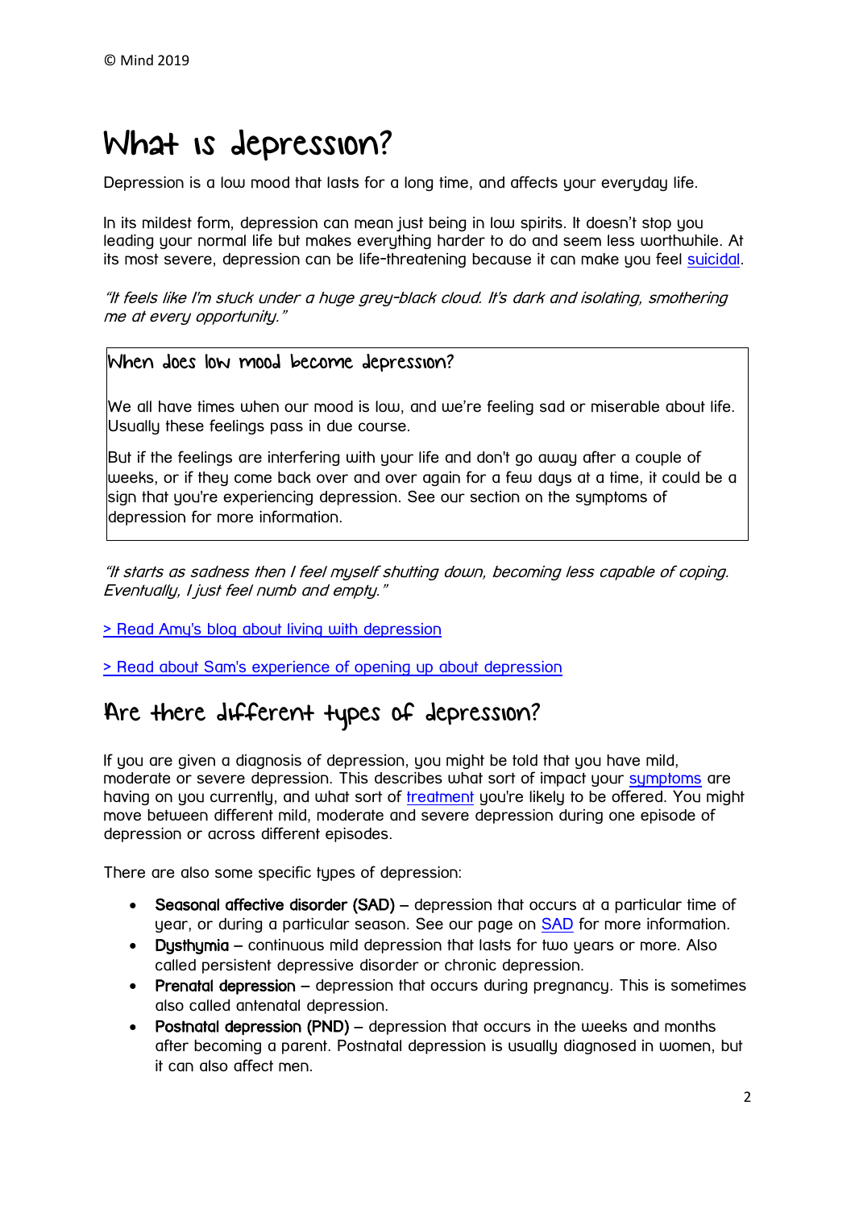# What is depression?

Depression is a low mood that lasts for a long time, and affects your everyday life.

In its mildest form, depression can mean just being in low spirits. It doesn't stop you leading your normal life but makes everything harder to do and seem less worthwhile. At its most severe, depression can be life-threatening because it can make you feel suicidal.

*"It feels like I'm stuck under a huge grey-black cloud. It's dark and isolating, smothering me at every opportunity."*

### When does low mood become depression?

We all have times when our mood is low, and we're feeling sad or miserable about life. Usually these feelings pass in due course.

But if the feelings are interfering with your life and don't go away after a couple of weeks, or if they come back over and over again for a few days at a time, it could be a sign that you're experiencing depression. See our section on the symptoms of depression for more information.

*"It starts as sadness then I feel myself shutting down, becoming less capable of coping. Eventually, I just feel numb and empty."*

> Read Amy's blog about living with depression

> Read about Sam's experience of opening up about depression

## Are there different types of depression?

If you are given a diagnosis of depression, you might be told that you have mild, moderate or severe depression. This describes what sort of impact your symptoms are having on you currently, and what sort of treatment you're likely to be offered. You might move between different mild, moderate and severe depression during one episode of depression or across different episodes.

There are also some specific types of depression:

- **Seasonal affective disorder (SAD)** – depression that occurs at a particular time of year, or during a particular season. See our page on SAD for more information.
- **Dysthymia** – continuous mild depression that lasts for two years or more. Also called persistent depressive disorder or chronic depression.
- **Prenatal depression** – depression that occurs during pregnancy. This is sometimes also called antenatal depression.
- **Postnatal depression (PND)** – depression that occurs in the weeks and months after becoming a parent. Postnatal depression is usually diagnosed in women, but it can also affect men.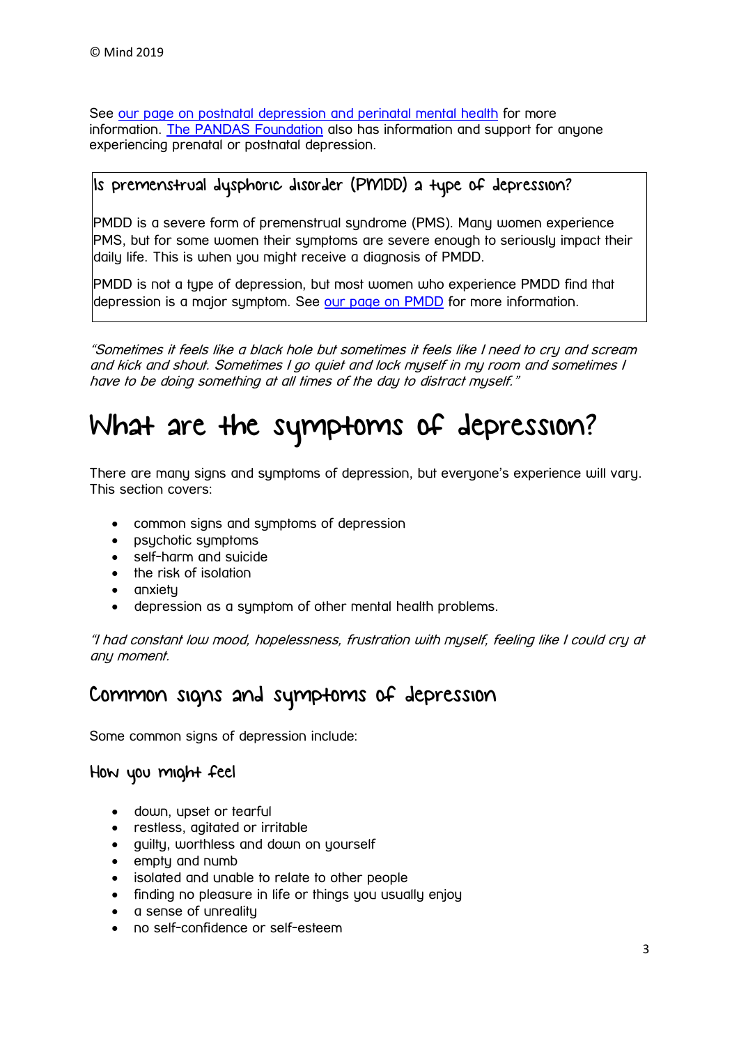See [our page on postnatal depression and perinatal mental health](#) for more information. [The PANDAS Foundation](#) also has information and support for anyone experiencing prenatal or postnatal depression.

### Is premenstrual dysphoric disorder (PMDD) a type of depression?

PMDD is a severe form of premenstrual syndrome (PMS). Many women experience PMS, but for some women their symptoms are severe enough to seriously impact their daily life. This is when you might receive a diagnosis of PMDD.

PMDD is not a type of depression, but most women who experience PMDD find that depression is a major symptom. See [our page on PMDD](#) for more information.

*"Sometimes it feels like a black hole but sometimes it feels like I need to cry and scream and kick and shout. Sometimes I go quiet and lock myself in my room and sometimes I have to be doing something at all times of the day to distract myself."*

# What are the symptoms of depression?

There are many signs and symptoms of depression, but everyone's experience will vary. This section covers:

- common signs and symptoms of depression
- psychotic symptoms
- self-harm and suicide
- the risk of isolation
- anxiety
- depression as a symptom of other mental health problems.

*"I had constant low mood, hopelessness, frustration with myself, feeling like I could cry at any moment.*

## Common signs and symptoms of depression

Some common signs of depression include:

### How you might feel

- down, upset or tearful
- restless, agitated or irritable
- guilty, worthless and down on yourself
- empty and numb
- isolated and unable to relate to other people
- finding no pleasure in life or things you usually enjoy
- a sense of unreality
- no self-confidence or self-esteem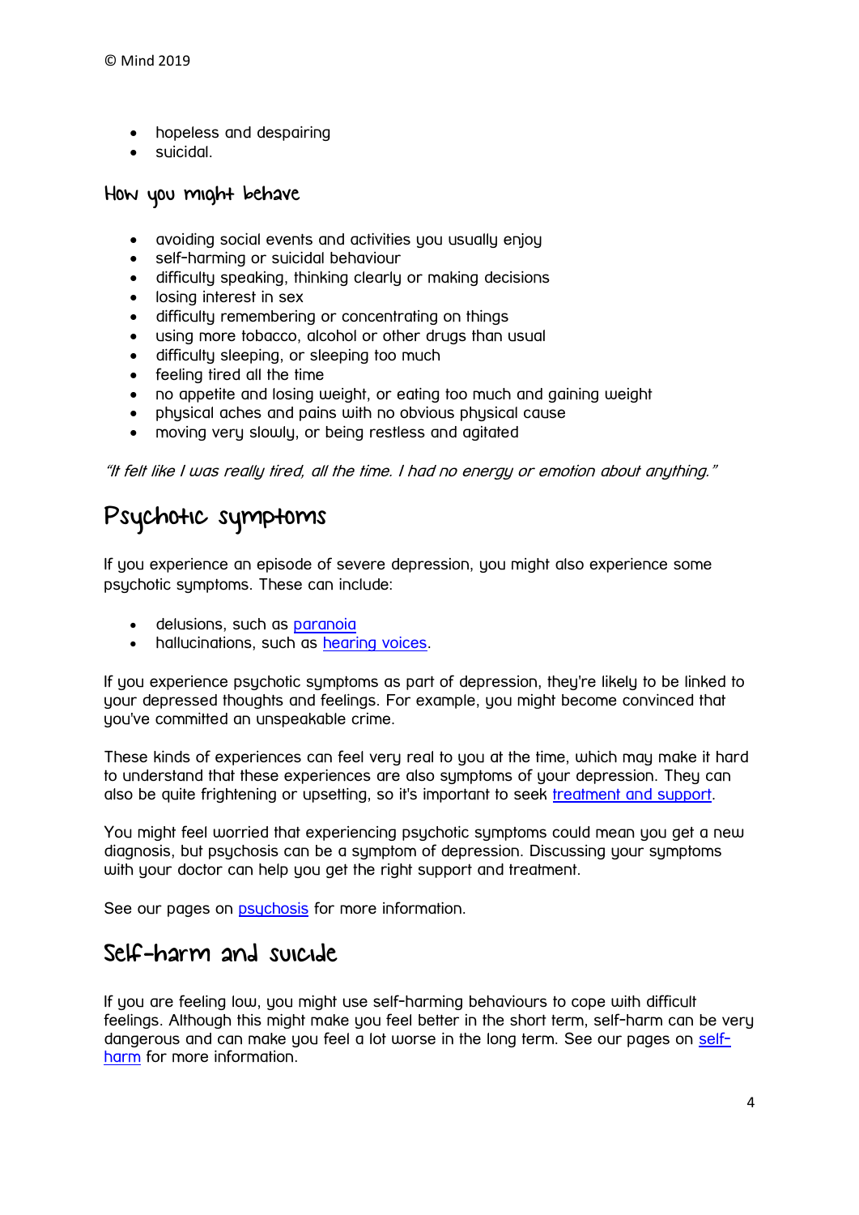- hopeless and despairing
- suicidal.

### How you might behave

- avoiding social events and activities you usually enjoy
- self-harming or suicidal behaviour
- difficulty speaking, thinking clearly or making decisions
- losing interest in sex
- difficulty remembering or concentrating on things
- using more tobacco, alcohol or other drugs than usual
- difficulty sleeping, or sleeping too much
- feeling tired all the time
- no appetite and losing weight, or eating too much and gaining weight
- physical aches and pains with no obvious physical cause
- moving very slowly, or being restless and agitated

*"It felt like I was really tired, all the time. I had no energy or emotion about anything."*

## Psychotic symptoms

If you experience an episode of severe depression, you might also experience some psychotic symptoms. These can include:

- delusions, such as paranoia
- hallucinations, such as hearing voices.

If you experience psychotic symptoms as part of depression, they're likely to be linked to your depressed thoughts and feelings. For example, you might become convinced that you've committed an unspeakable crime.

These kinds of experiences can feel very real to you at the time, which may make it hard to understand that these experiences are also symptoms of your depression. They can also be quite frightening or upsetting, so it's important to seek treatment and support.

You might feel worried that experiencing psychotic symptoms could mean you get a new diagnosis, but psychosis can be a symptom of depression. Discussing your symptoms with your doctor can help you get the right support and treatment.

See our pages on psychosis for more information.

## Self-harm and suicide

If you are feeling low, you might use self-harming behaviours to cope with difficult feelings. Although this might make you feel better in the short term, self-harm can be very dangerous and can make you feel a lot worse in the long term. See our pages on self-harm for more information.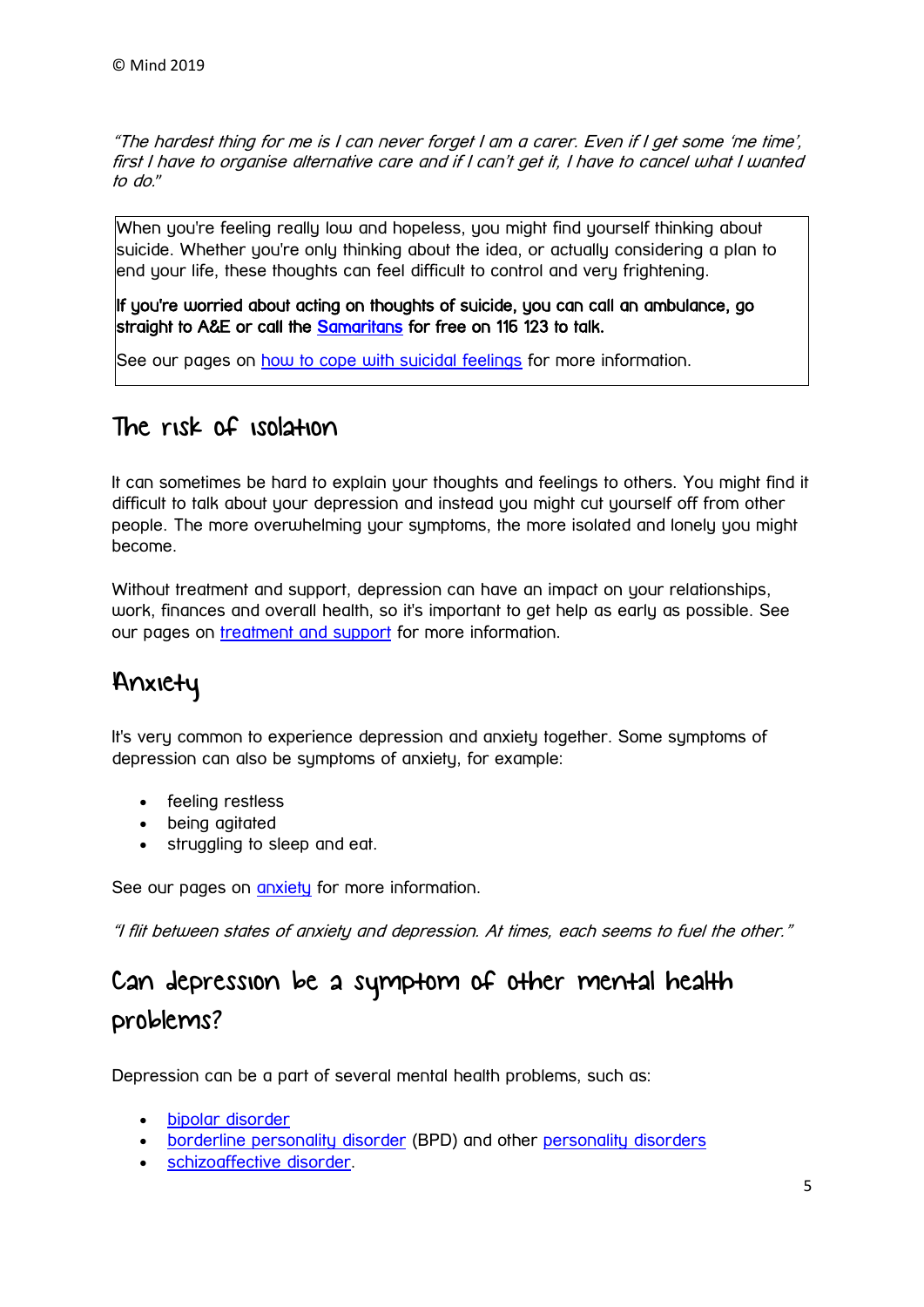*"The hardest thing for me is I can never forget I am a carer. Even if I get some 'me time', first I have to organise alternative care and if I can't get it, I have to cancel what I wanted to do."*

> When you're feeling really low and hopeless, you might find yourself thinking about suicide. Whether you're only thinking about the idea, or actually considering a plan to end your life, these thoughts can feel difficult to control and very frightening.
>
> **If you're worried about acting on thoughts of suicide, you can call an ambulance, go straight to A&E or call the [Samaritans](Samaritans) for free on 116 123 to talk.**
>
> See our pages on [how to cope with suicidal feelings](how to cope with suicidal feelings) for more information.

## The risk of isolation

It can sometimes be hard to explain your thoughts and feelings to others. You might find it difficult to talk about your depression and instead you might cut yourself off from other people. The more overwhelming your symptoms, the more isolated and lonely you might become.

Without treatment and support, depression can have an impact on your relationships, work, finances and overall health, so it's important to get help as early as possible. See our pages on [treatment and support](treatment and support) for more information.

## Anxiety

It's very common to experience depression and anxiety together. Some symptoms of depression can also be symptoms of anxiety, for example:

- feeling restless
- being agitated
- struggling to sleep and eat.

See our pages on [anxiety](anxiety) for more information.

*"I flit between states of anxiety and depression. At times, each seems to fuel the other."*

## Can depression be a symptom of other mental health problems?

Depression can be a part of several mental health problems, such as:

- [bipolar disorder](bipolar disorder)
- [borderline personality disorder](borderline personality disorder) (BPD) and other [personality disorders](personality disorders)
- [schizoaffective disorder](schizoaffective disorder).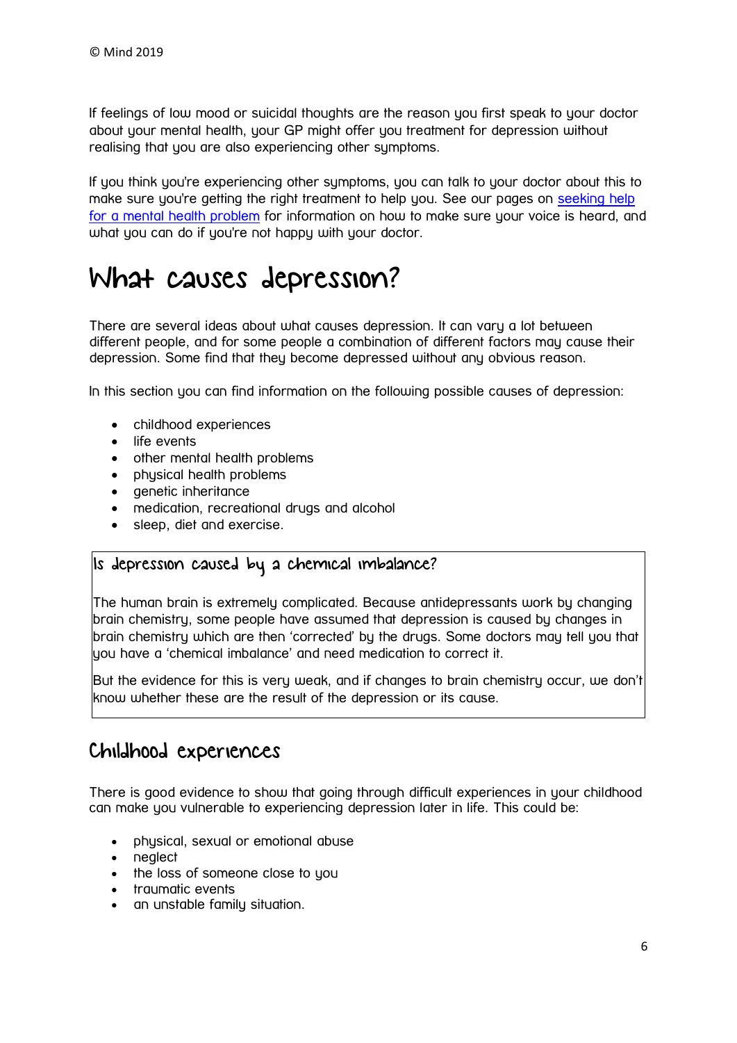If feelings of low mood or suicidal thoughts are the reason you first speak to your doctor about your mental health, your GP might offer you treatment for depression without realising that you are also experiencing other symptoms.

If you think you're experiencing other symptoms, you can talk to your doctor about this to make sure you're getting the right treatment to help you. See our pages on [seeking help for a mental health problem]() for information on how to make sure your voice is heard, and what you can do if you're not happy with your doctor.

# What causes depression?

There are several ideas about what causes depression. It can vary a lot between different people, and for some people a combination of different factors may cause their depression. Some find that they become depressed without any obvious reason.

In this section you can find information on the following possible causes of depression:

- childhood experiences
- life events
- other mental health problems
- physical health problems
- genetic inheritance
- medication, recreational drugs and alcohol
- sleep, diet and exercise.

> ### Is depression caused by a chemical imbalance?
>
> The human brain is extremely complicated. Because antidepressants work by changing brain chemistry, some people have assumed that depression is caused by changes in brain chemistry which are then 'corrected' by the drugs. Some doctors may tell you that you have a 'chemical imbalance' and need medication to correct it.
>
> But the evidence for this is very weak, and if changes to brain chemistry occur, we don't know whether these are the result of the depression or its cause.

## Childhood experiences

There is good evidence to show that going through difficult experiences in your childhood can make you vulnerable to experiencing depression later in life. This could be:

- physical, sexual or emotional abuse
- neglect
- the loss of someone close to you
- traumatic events
- an unstable family situation.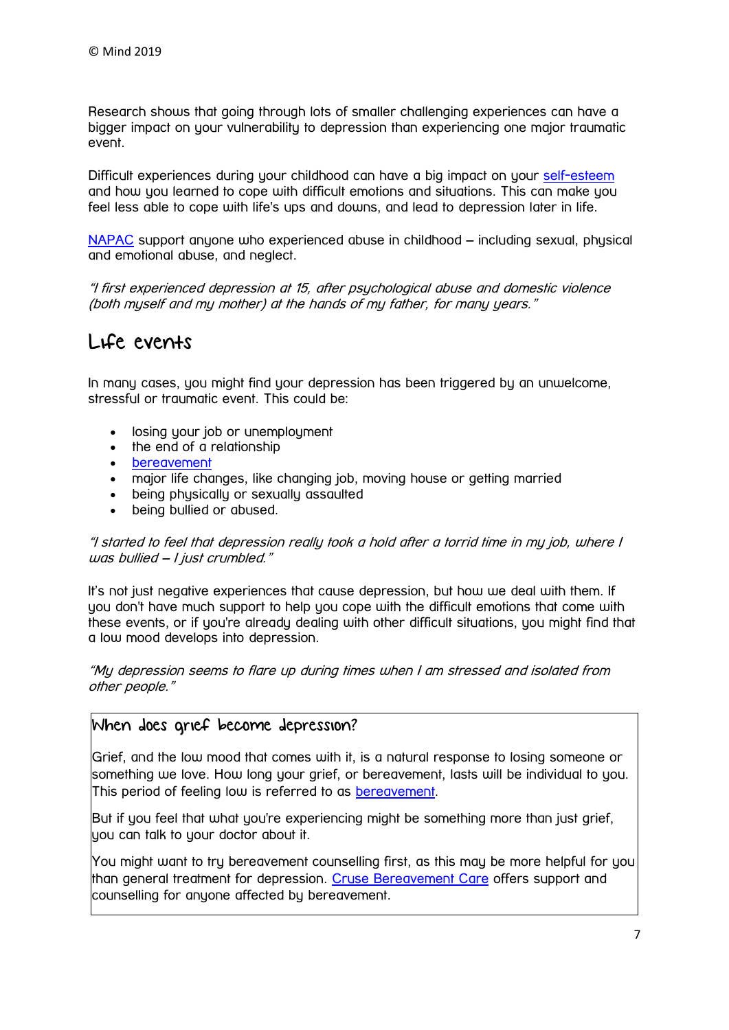© Mind 2019

Research shows that going through lots of smaller challenging experiences can have a bigger impact on your vulnerability to depression than experiencing one major traumatic event.

Difficult experiences during your childhood can have a big impact on your [self-esteem](#) and how you learned to cope with difficult emotions and situations. This can make you feel less able to cope with life's ups and downs, and lead to depression later in life.

[NAPAC](#) support anyone who experienced abuse in childhood – including sexual, physical and emotional abuse, and neglect.

*"I first experienced depression at 15, after psychological abuse and domestic violence (both myself and my mother) at the hands of my father, for many years."*

## Life events

In many cases, you might find your depression has been triggered by an unwelcome, stressful or traumatic event. This could be:

- losing your job or unemployment
- the end of a relationship
- [bereavement](#)
- major life changes, like changing job, moving house or getting married
- being physically or sexually assaulted
- being bullied or abused.

*"I started to feel that depression really took a hold after a torrid time in my job, where I was bullied – I just crumbled."*

It's not just negative experiences that cause depression, but how we deal with them. If you don't have much support to help you cope with the difficult emotions that come with these events, or if you're already dealing with other difficult situations, you might find that a low mood develops into depression.

*"My depression seems to flare up during times when I am stressed and isolated from other people."*

### When does grief become depression?

Grief, and the low mood that comes with it, is a natural response to losing someone or something we love. How long your grief, or bereavement, lasts will be individual to you. This period of feeling low is referred to as [bereavement](#).

But if you feel that what you're experiencing might be something more than just grief, you can talk to your doctor about it.

You might want to try bereavement counselling first, as this may be more helpful for you than general treatment for depression. [Cruse Bereavement Care](#) offers support and counselling for anyone affected by bereavement.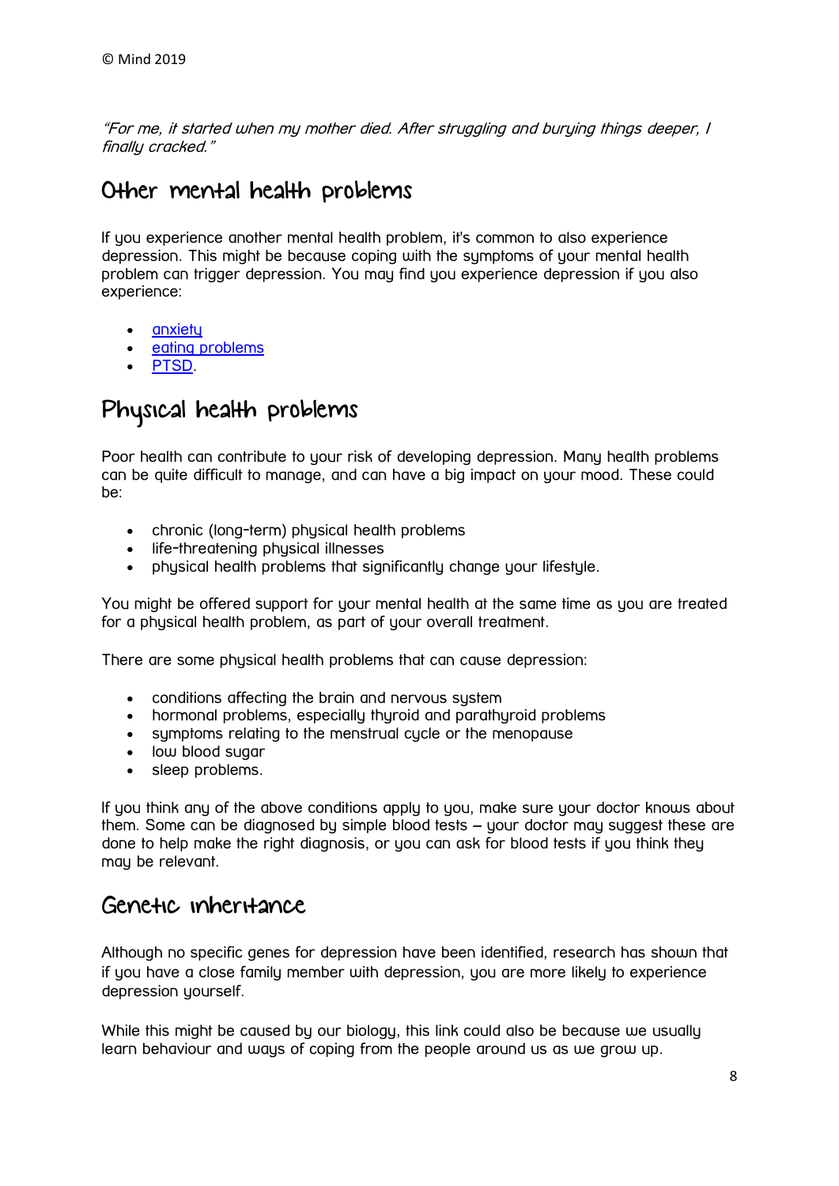© Mind 2019

*"For me, it started when my mother died. After struggling and burying things deeper, I finally cracked."*

## Other mental health problems

If you experience another mental health problem, it's common to also experience depression. This might be because coping with the symptoms of your mental health problem can trigger depression. You may find you experience depression if you also experience:

- anxiety
- eating problems
- PTSD.

## Physical health problems

Poor health can contribute to your risk of developing depression. Many health problems can be quite difficult to manage, and can have a big impact on your mood. These could be:

- chronic (long-term) physical health problems
- life-threatening physical illnesses
- physical health problems that significantly change your lifestyle.

You might be offered support for your mental health at the same time as you are treated for a physical health problem, as part of your overall treatment.

There are some physical health problems that can cause depression:

- conditions affecting the brain and nervous system
- hormonal problems, especially thyroid and parathyroid problems
- symptoms relating to the menstrual cycle or the menopause
- low blood sugar
- sleep problems.

If you think any of the above conditions apply to you, make sure your doctor knows about them. Some can be diagnosed by simple blood tests – your doctor may suggest these are done to help make the right diagnosis, or you can ask for blood tests if you think they may be relevant.

## Genetic inheritance

Although no specific genes for depression have been identified, research has shown that if you have a close family member with depression, you are more likely to experience depression yourself.

While this might be caused by our biology, this link could also be because we usually learn behaviour and ways of coping from the people around us as we grow up.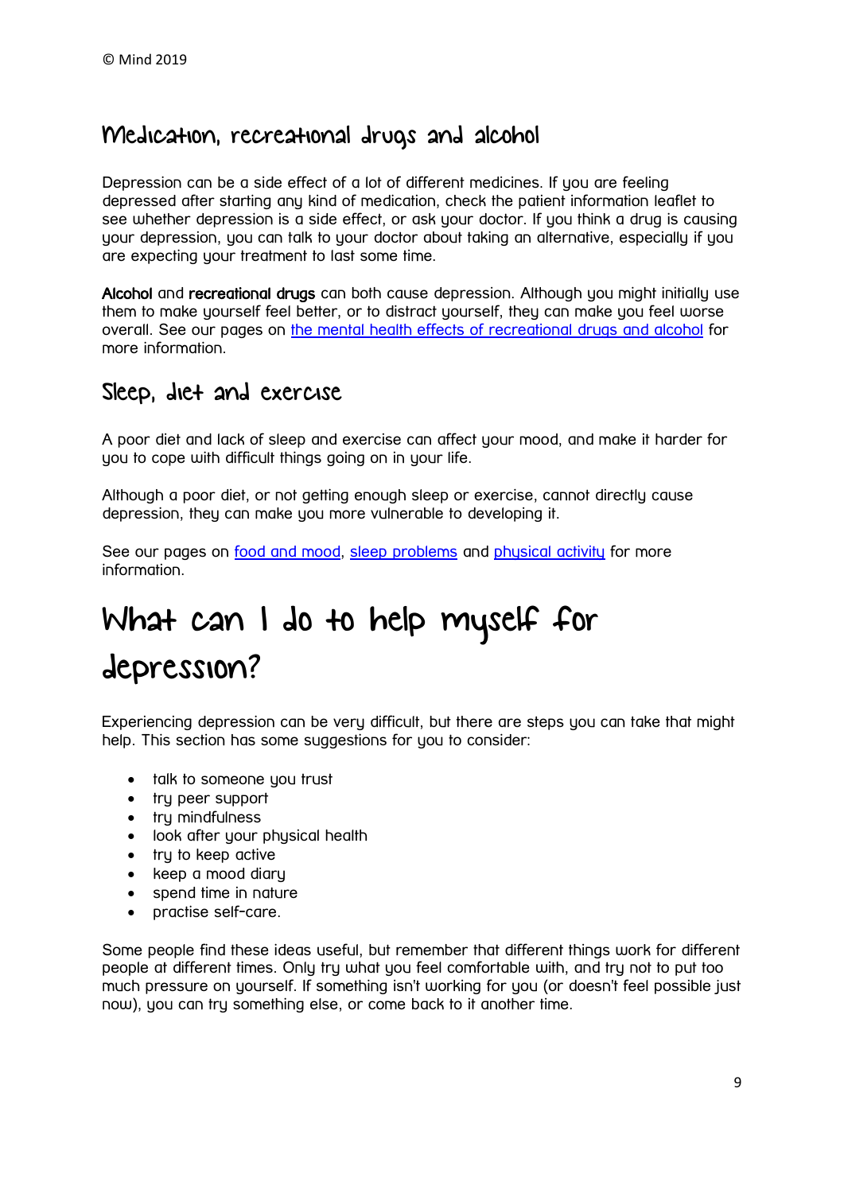## Medication, recreational drugs and alcohol

Depression can be a side effect of a lot of different medicines. If you are feeling depressed after starting any kind of medication, check the patient information leaflet to see whether depression is a side effect, or ask your doctor. If you think a drug is causing your depression, you can talk to your doctor about taking an alternative, especially if you are expecting your treatment to last some time.

**Alcohol** and **recreational drugs** can both cause depression. Although you might initially use them to make yourself feel better, or to distract yourself, they can make you feel worse overall. See our pages on [the mental health effects of recreational drugs and alcohol]() for more information.

## Sleep, diet and exercise

A poor diet and lack of sleep and exercise can affect your mood, and make it harder for you to cope with difficult things going on in your life.

Although a poor diet, or not getting enough sleep or exercise, cannot directly cause depression, they can make you more vulnerable to developing it.

See our pages on [food and mood](), [sleep problems]() and [physical activity]() for more information.

# What can I do to help myself for depression?

Experiencing depression can be very difficult, but there are steps you can take that might help. This section has some suggestions for you to consider:

- talk to someone you trust
- try peer support
- try mindfulness
- look after your physical health
- try to keep active
- keep a mood diary
- spend time in nature
- practise self-care.

Some people find these ideas useful, but remember that different things work for different people at different times. Only try what you feel comfortable with, and try not to put too much pressure on yourself. If something isn't working for you (or doesn't feel possible just now), you can try something else, or come back to it another time.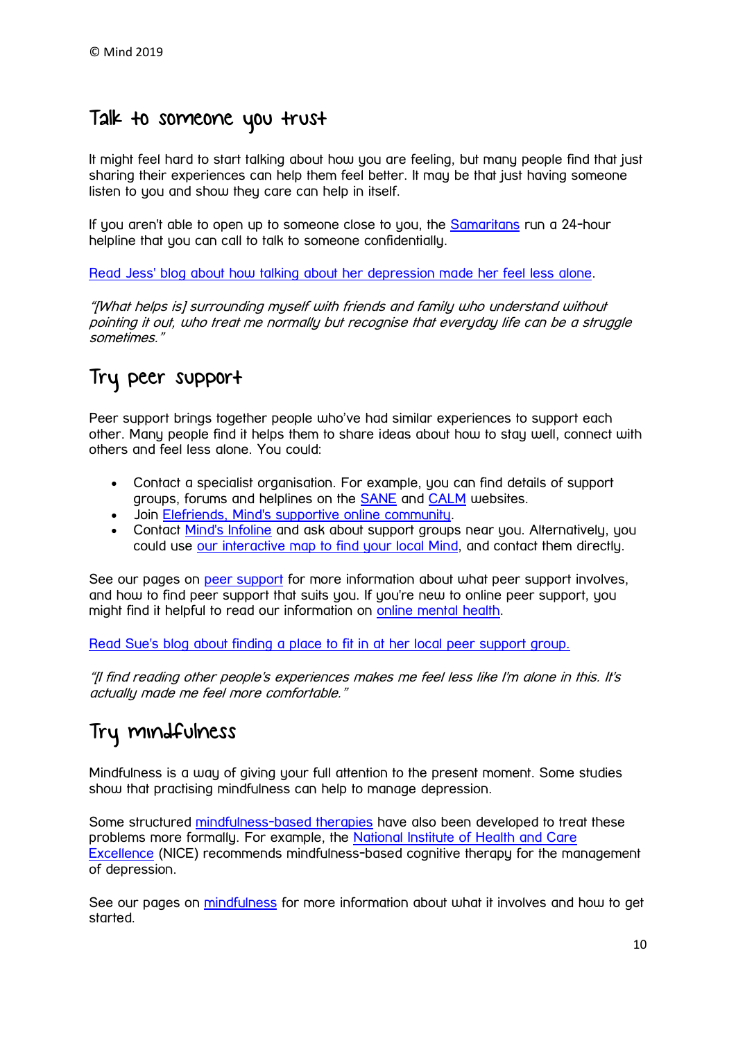## Talk to someone you trust

It might feel hard to start talking about how you are feeling, but many people find that just sharing their experiences can help them feel better. It may be that just having someone listen to you and show they care can help in itself.

If you aren't able to open up to someone close to you, the Samaritans run a 24-hour helpline that you can call to talk to someone confidentially.

Read Jess' blog about how talking about her depression made her feel less alone.

*"[What helps is] surrounding myself with friends and family who understand without pointing it out, who treat me normally but recognise that everyday life can be a struggle sometimes."*

## Try peer support

Peer support brings together people who've had similar experiences to support each other. Many people find it helps them to share ideas about how to stay well, connect with others and feel less alone. You could:

- Contact a specialist organisation. For example, you can find details of support groups, forums and helplines on the SANE and CALM websites.
- Join Elefriends, Mind's supportive online community.
- Contact Mind's Infoline and ask about support groups near you. Alternatively, you could use our interactive map to find your local Mind, and contact them directly.

See our pages on peer support for more information about what peer support involves, and how to find peer support that suits you. If you're new to online peer support, you might find it helpful to read our information on online mental health.

Read Sue's blog about finding a place to fit in at her local peer support group.

*"[I find reading other people's experiences makes me feel less like I'm alone in this. It's actually made me feel more comfortable."*

## Try mindfulness

Mindfulness is a way of giving your full attention to the present moment. Some studies show that practising mindfulness can help to manage depression.

Some structured mindfulness-based therapies have also been developed to treat these problems more formally. For example, the National Institute of Health and Care Excellence (NICE) recommends mindfulness-based cognitive therapy for the management of depression.

See our pages on mindfulness for more information about what it involves and how to get started.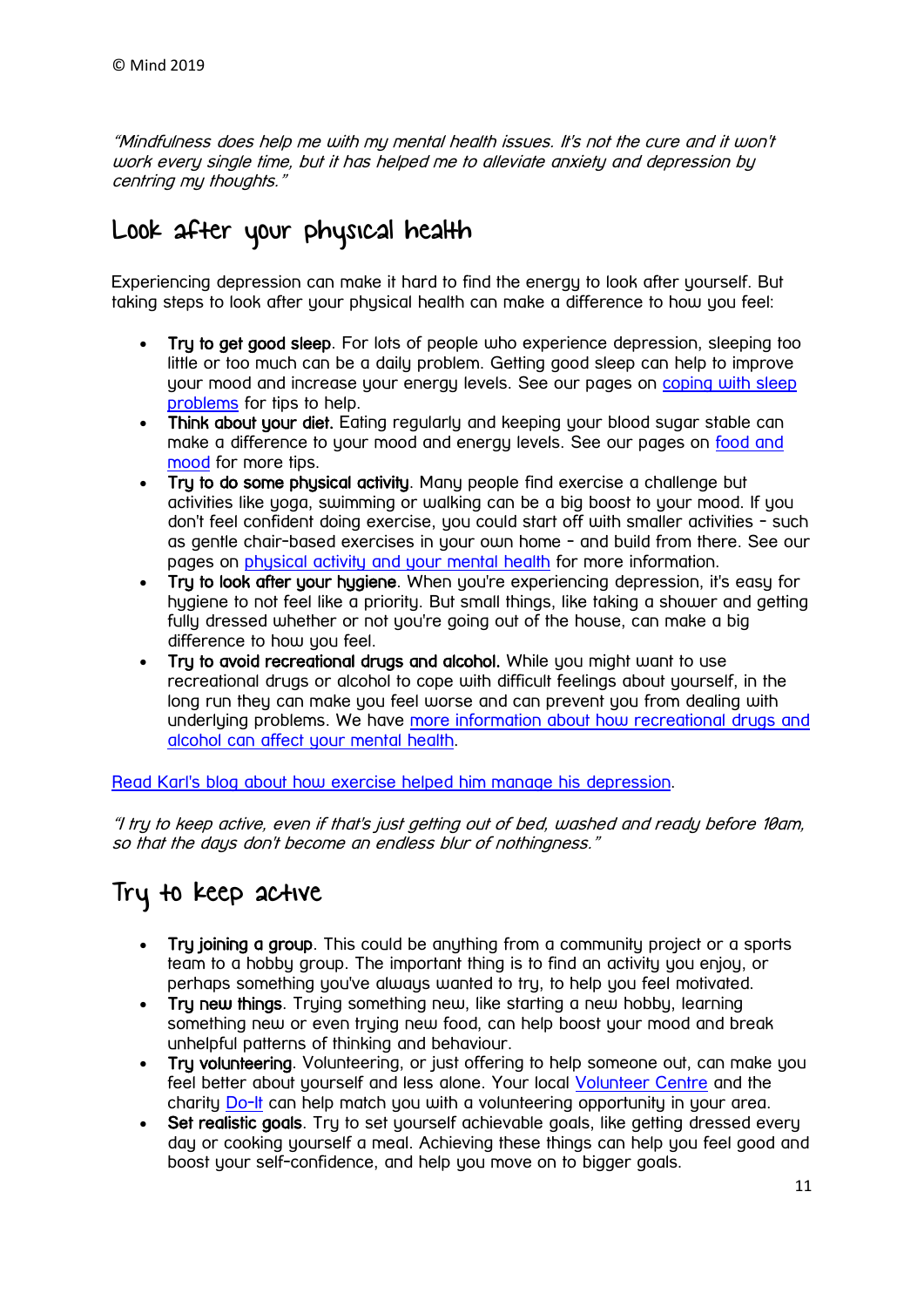*"Mindfulness does help me with my mental health issues. It's not the cure and it won't work every single time, but it has helped me to alleviate anxiety and depression by centring my thoughts."*

## Look after your physical health

Experiencing depression can make it hard to find the energy to look after yourself. But taking steps to look after your physical health can make a difference to how you feel:

- **Try to get good sleep**. For lots of people who experience depression, sleeping too little or too much can be a daily problem. Getting good sleep can help to improve your mood and increase your energy levels. See our pages on coping with sleep problems for tips to help.
- **Think about your diet.** Eating regularly and keeping your blood sugar stable can make a difference to your mood and energy levels. See our pages on food and mood for more tips.
- **Try to do some physical activity**. Many people find exercise a challenge but activities like yoga, swimming or walking can be a big boost to your mood. If you don't feel confident doing exercise, you could start off with smaller activities - such as gentle chair-based exercises in your own home - and build from there. See our pages on physical activity and your mental health for more information.
- **Try to look after your hygiene**. When you're experiencing depression, it's easy for hygiene to not feel like a priority. But small things, like taking a shower and getting fully dressed whether or not you're going out of the house, can make a big difference to how you feel.
- **Try to avoid recreational drugs and alcohol.** While you might want to use recreational drugs or alcohol to cope with difficult feelings about yourself, in the long run they can make you feel worse and can prevent you from dealing with underlying problems. We have more information about how recreational drugs and alcohol can affect your mental health.

Read Karl's blog about how exercise helped him manage his depression.

*"I try to keep active, even if that's just getting out of bed, washed and ready before 10am, so that the days don't become an endless blur of nothingness."*

## Try to keep active

- **Try joining a group**. This could be anything from a community project or a sports team to a hobby group. The important thing is to find an activity you enjoy, or perhaps something you've always wanted to try, to help you feel motivated.
- **Try new things**. Trying something new, like starting a new hobby, learning something new or even trying new food, can help boost your mood and break unhelpful patterns of thinking and behaviour.
- **Try volunteering**. Volunteering, or just offering to help someone out, can make you feel better about yourself and less alone. Your local Volunteer Centre and the charity Do-It can help match you with a volunteering opportunity in your area.
- **Set realistic goals**. Try to set yourself achievable goals, like getting dressed every day or cooking yourself a meal. Achieving these things can help you feel good and boost your self-confidence, and help you move on to bigger goals.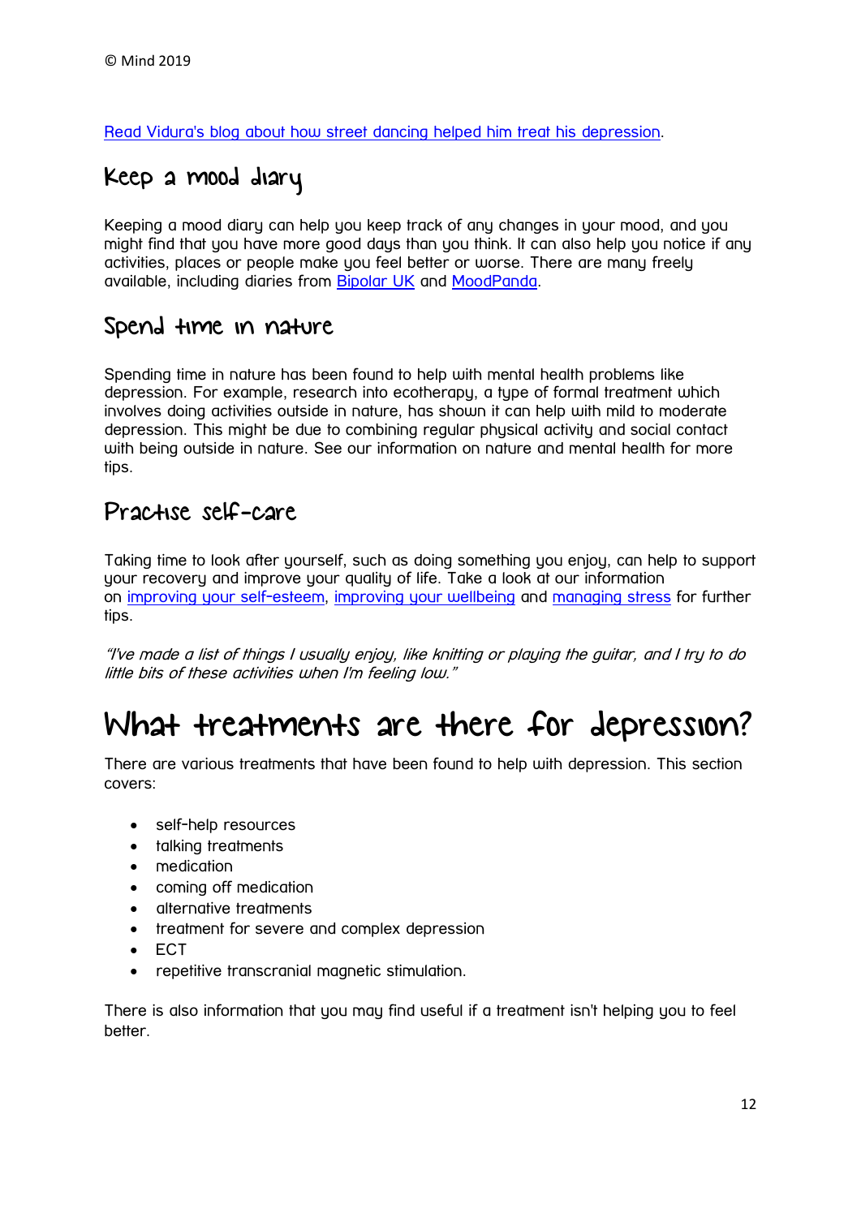[Read Vidura's blog about how street dancing helped him treat his depression](#).

## Keep a mood diary

Keeping a mood diary can help you keep track of any changes in your mood, and you might find that you have more good days than you think. It can also help you notice if any activities, places or people make you feel better or worse. There are many freely available, including diaries from [Bipolar UK](#) and [MoodPanda](#).

## Spend time in nature

Spending time in nature has been found to help with mental health problems like depression. For example, research into ecotherapy, a type of formal treatment which involves doing activities outside in nature, has shown it can help with mild to moderate depression. This might be due to combining regular physical activity and social contact with being outside in nature. See our information on nature and mental health for more tips.

## Practise self-care

Taking time to look after yourself, such as doing something you enjoy, can help to support your recovery and improve your quality of life. Take a look at our information on [improving your self-esteem](#), [improving your wellbeing](#) and [managing stress](#) for further tips.

*"I've made a list of things I usually enjoy, like knitting or playing the guitar, and I try to do little bits of these activities when I'm feeling low."*

# What treatments are there for depression?

There are various treatments that have been found to help with depression. This section covers:

- self-help resources
- talking treatments
- medication
- coming off medication
- alternative treatments
- treatment for severe and complex depression
- ECT
- repetitive transcranial magnetic stimulation.

There is also information that you may find useful if a treatment isn't helping you to feel better.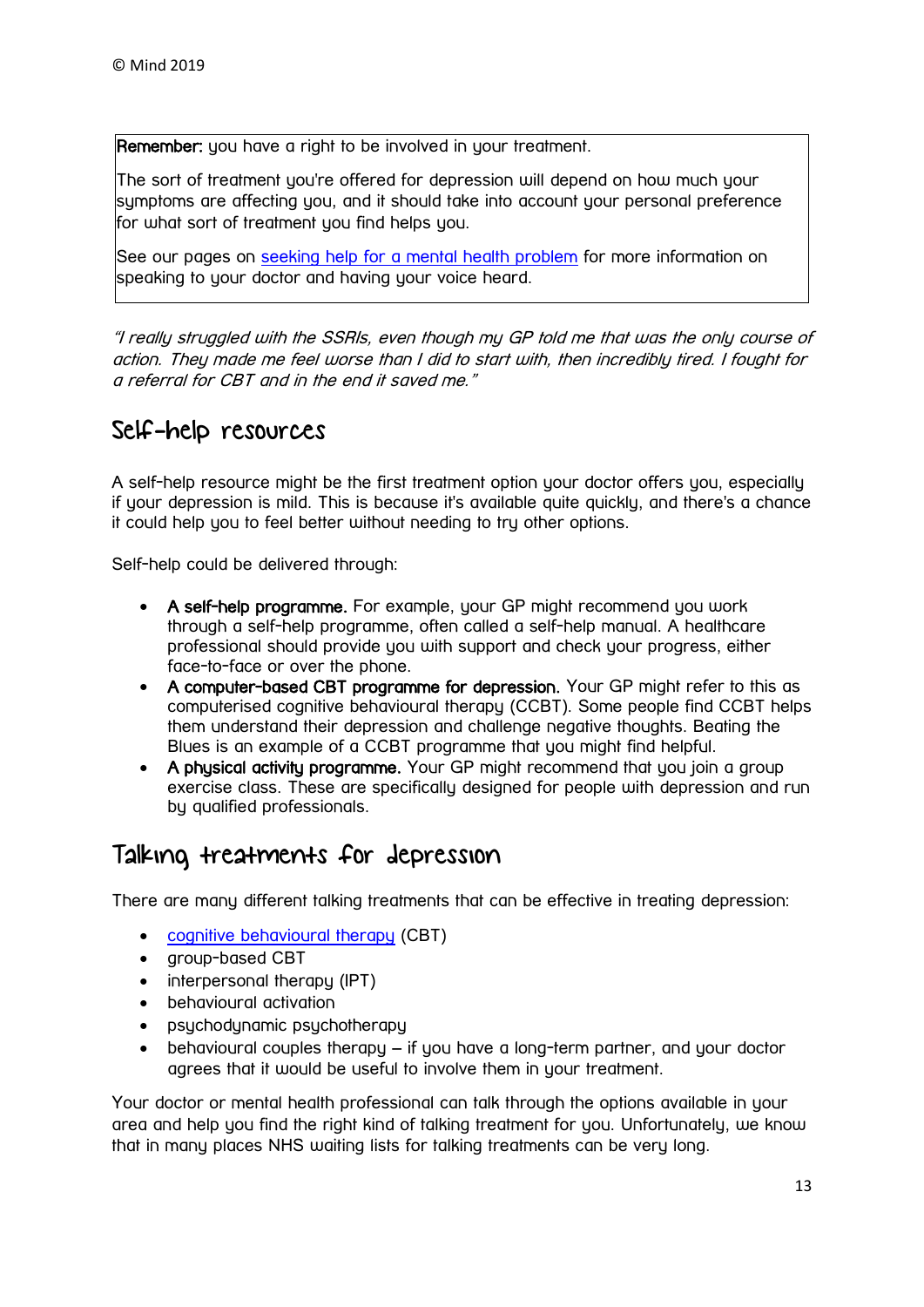© Mind 2019

**Remember:** you have a right to be involved in your treatment.

The sort of treatment you're offered for depression will depend on how much your symptoms are affecting you, and it should take into account your personal preference for what sort of treatment you find helps you.

See our pages on seeking help for a mental health problem for more information on speaking to your doctor and having your voice heard.

*"I really struggled with the SSRIs, even though my GP told me that was the only course of action. They made me feel worse than I did to start with, then incredibly tired. I fought for a referral for CBT and in the end it saved me."*

## Self-help resources

A self-help resource might be the first treatment option your doctor offers you, especially if your depression is mild. This is because it's available quite quickly, and there's a chance it could help you to feel better without needing to try other options.

Self-help could be delivered through:

- **A self-help programme.** For example, your GP might recommend you work through a self-help programme, often called a self-help manual. A healthcare professional should provide you with support and check your progress, either face-to-face or over the phone.
- **A computer-based CBT programme for depression.** Your GP might refer to this as computerised cognitive behavioural therapy (CCBT). Some people find CCBT helps them understand their depression and challenge negative thoughts. Beating the Blues is an example of a CCBT programme that you might find helpful.
- **A physical activity programme.** Your GP might recommend that you join a group exercise class. These are specifically designed for people with depression and run by qualified professionals.

## Talking treatments for depression

There are many different talking treatments that can be effective in treating depression:

- cognitive behavioural therapy (CBT)
- group-based CBT
- interpersonal therapy (IPT)
- behavioural activation
- psychodynamic psychotherapy
- behavioural couples therapy – if you have a long-term partner, and your doctor agrees that it would be useful to involve them in your treatment.

Your doctor or mental health professional can talk through the options available in your area and help you find the right kind of talking treatment for you. Unfortunately, we know that in many places NHS waiting lists for talking treatments can be very long.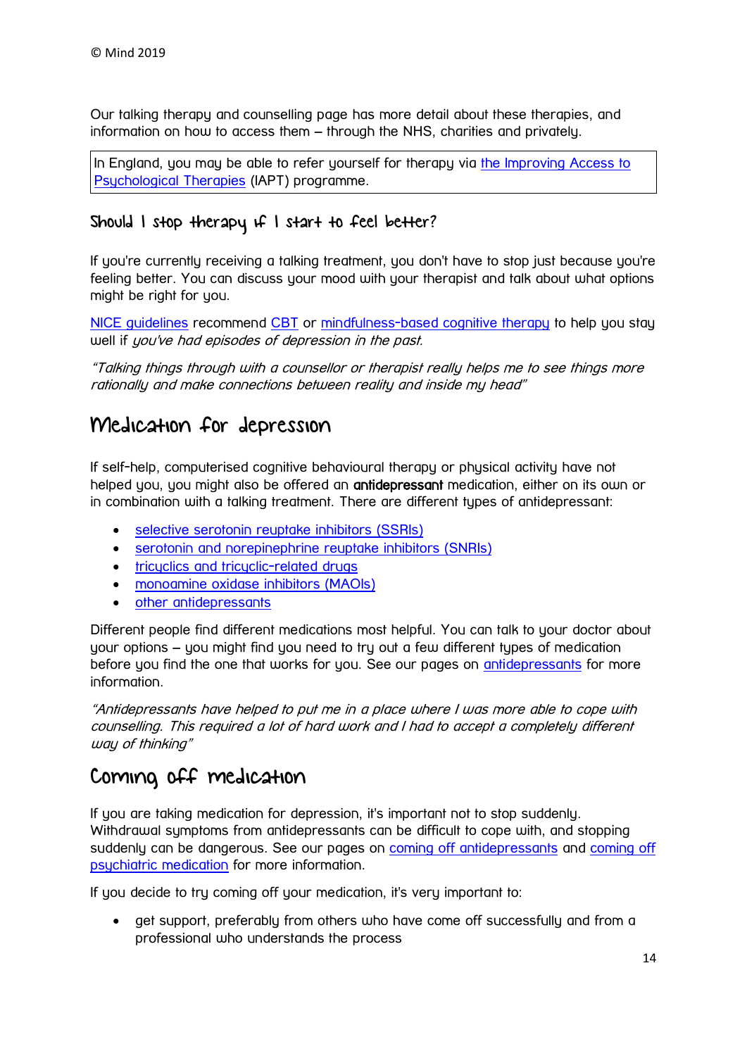Our talking therapy and counselling page has more detail about these therapies, and information on how to access them – through the NHS, charities and privately.

In England, you may be able to refer yourself for therapy via the Improving Access to Psychological Therapies (IAPT) programme.

### Should I stop therapy if I start to feel better?

If you're currently receiving a talking treatment, you don't have to stop just because you're feeling better. You can discuss your mood with your therapist and talk about what options might be right for you.

NICE guidelines recommend CBT or mindfulness-based cognitive therapy to help you stay well if *you've had episodes of depression in the past.*

*"Talking things through with a counsellor or therapist really helps me to see things more rationally and make connections between reality and inside my head"*

## Medication for depression

If self-help, computerised cognitive behavioural therapy or physical activity have not helped you, you might also be offered an **antidepressant** medication, either on its own or in combination with a talking treatment. There are different types of antidepressant:

- selective serotonin reuptake inhibitors (SSRIs)
- serotonin and norepinephrine reuptake inhibitors (SNRIs)
- tricyclics and tricyclic-related drugs
- monoamine oxidase inhibitors (MAOIs)
- other antidepressants

Different people find different medications most helpful. You can talk to your doctor about your options – you might find you need to try out a few different types of medication before you find the one that works for you. See our pages on antidepressants for more information.

*"Antidepressants have helped to put me in a place where I was more able to cope with counselling. This required a lot of hard work and I had to accept a completely different way of thinking"*

## Coming off medication

If you are taking medication for depression, it's important not to stop suddenly. Withdrawal symptoms from antidepressants can be difficult to cope with, and stopping suddenly can be dangerous. See our pages on coming off antidepressants and coming off psychiatric medication for more information.

If you decide to try coming off your medication, it's very important to:

- get support, preferably from others who have come off successfully and from a professional who understands the process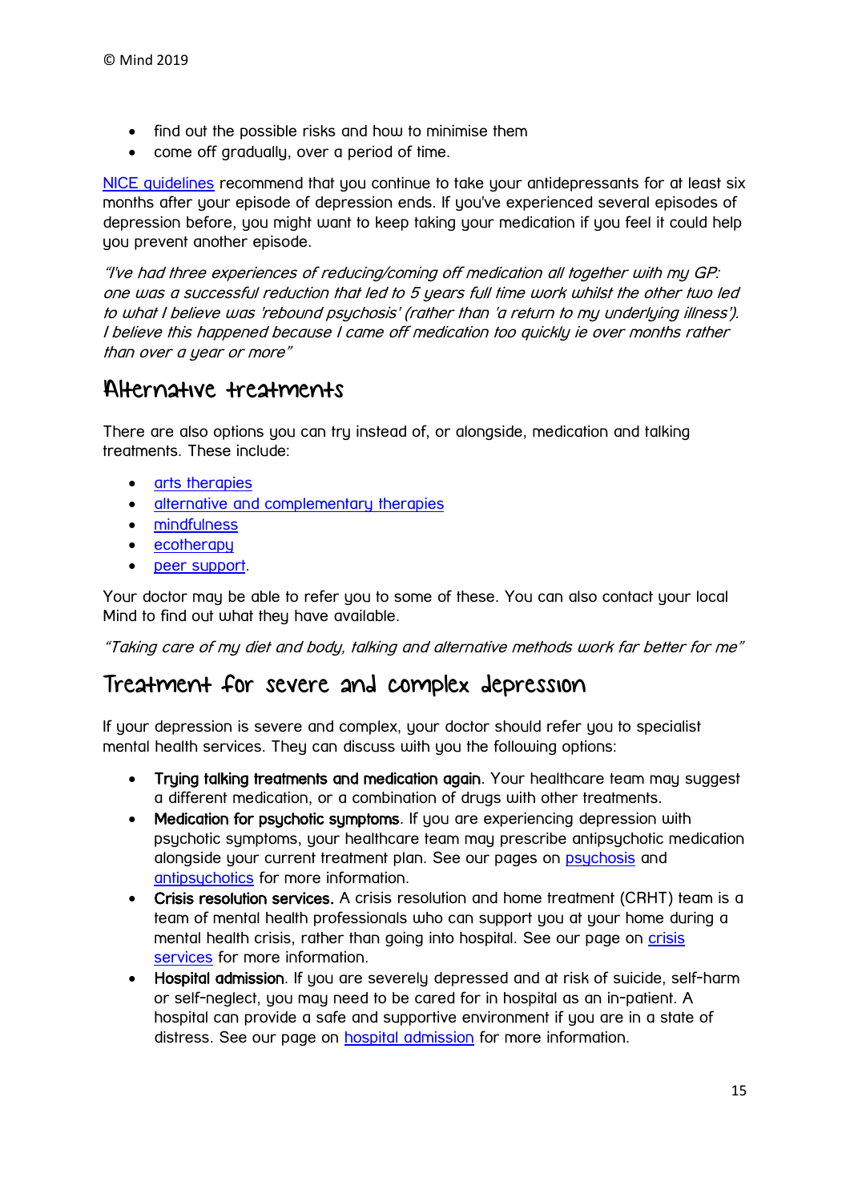- find out the possible risks and how to minimise them
- come off gradually, over a period of time.

[NICE guidelines](#) recommend that you continue to take your antidepressants for at least six months after your episode of depression ends. If you've experienced several episodes of depression before, you might want to keep taking your medication if you feel it could help you prevent another episode.

*"I've had three experiences of reducing/coming off medication all together with my GP: one was a successful reduction that led to 5 years full time work whilst the other two led to what I believe was 'rebound psychosis' (rather than 'a return to my underlying illness'). I believe this happened because I came off medication too quickly ie over months rather than over a year or more"*

## Alternative treatments

There are also options you can try instead of, or alongside, medication and talking treatments. These include:

- [arts therapies](#)
- [alternative and complementary therapies](#)
- [mindfulness](#)
- [ecotherapy](#)
- [peer support](#).

Your doctor may be able to refer you to some of these. You can also contact your local Mind to find out what they have available.

*"Taking care of my diet and body, talking and alternative methods work far better for me"*

## Treatment for severe and complex depression

If your depression is severe and complex, your doctor should refer you to specialist mental health services. They can discuss with you the following options:

- **Trying talking treatments and medication again**. Your healthcare team may suggest a different medication, or a combination of drugs with other treatments.
- **Medication for psychotic symptoms**. If you are experiencing depression with psychotic symptoms, your healthcare team may prescribe antipsychotic medication alongside your current treatment plan. See our pages on [psychosis](#) and [antipsychotics](#) for more information.
- **Crisis resolution services.** A crisis resolution and home treatment (CRHT) team is a team of mental health professionals who can support you at your home during a mental health crisis, rather than going into hospital. See our page on [crisis services](#) for more information.
- **Hospital admission**. If you are severely depressed and at risk of suicide, self-harm or self-neglect, you may need to be cared for in hospital as an in-patient. A hospital can provide a safe and supportive environment if you are in a state of distress. See our page on [hospital admission](#) for more information.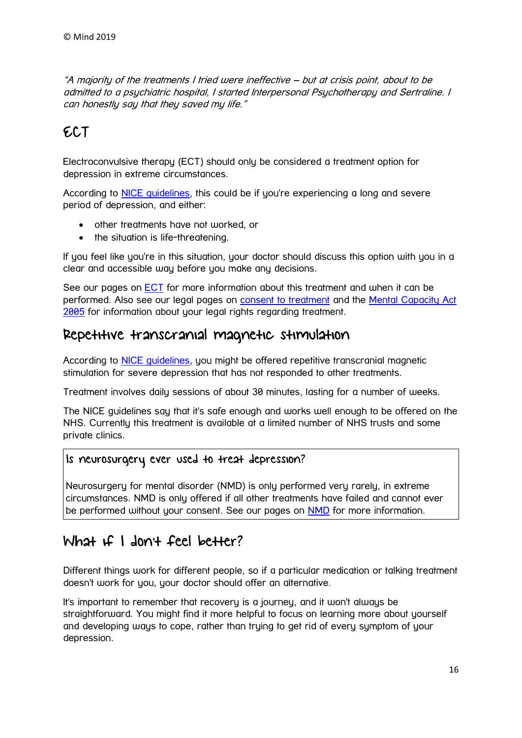*"A majority of the treatments I tried were ineffective – but at crisis point, about to be admitted to a psychiatric hospital, I started Interpersonal Psychotherapy and Sertraline. I can honestly say that they saved my life."*

## ECT

Electroconvulsive therapy (ECT) should only be considered a treatment option for depression in extreme circumstances.

According to NICE guidelines, this could be if you're experiencing a long and severe period of depression, and either:

- other treatments have not worked, or
- the situation is life-threatening.

If you feel like you're in this situation, your doctor should discuss this option with you in a clear and accessible way before you make any decisions.

See our pages on ECT for more information about this treatment and when it can be performed. Also see our legal pages on consent to treatment and the Mental Capacity Act 2005 for information about your legal rights regarding treatment.

## Repetitive transcranial magnetic stimulation

According to NICE guidelines, you might be offered repetitive transcranial magnetic stimulation for severe depression that has not responded to other treatments.

Treatment involves daily sessions of about 30 minutes, lasting for a number of weeks.

The NICE guidelines say that it's safe enough and works well enough to be offered on the NHS. Currently this treatment is available at a limited number of NHS trusts and some private clinics.

### Is neurosurgery ever used to treat depression?

Neurosurgery for mental disorder (NMD) is only performed very rarely, in extreme circumstances. NMD is only offered if all other treatments have failed and cannot ever be performed without your consent. See our pages on NMD for more information.

## What if I don't feel better?

Different things work for different people, so if a particular medication or talking treatment doesn't work for you, your doctor should offer an alternative.

It's important to remember that recovery is a journey, and it won't always be straightforward. You might find it more helpful to focus on learning more about yourself and developing ways to cope, rather than trying to get rid of every symptom of your depression.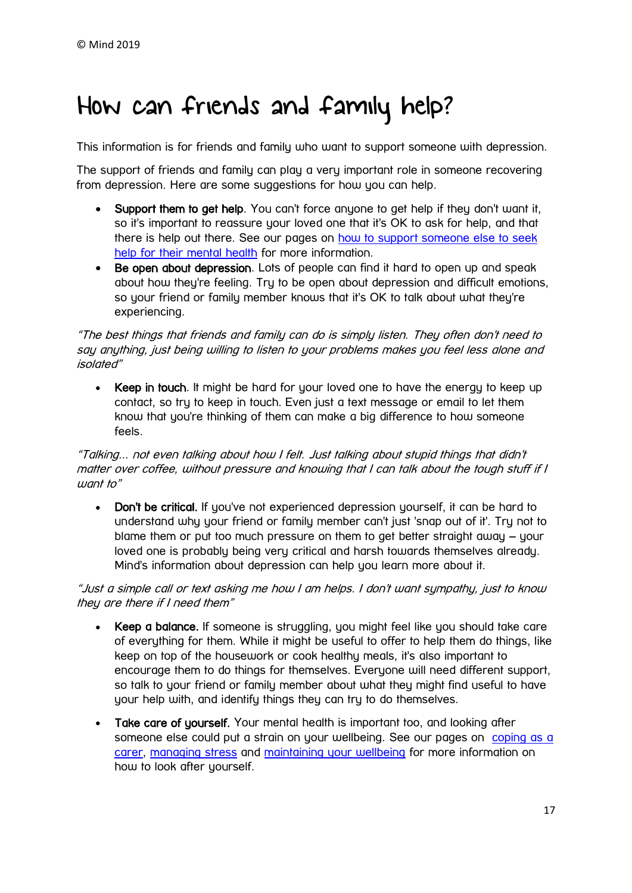# How can friends and family help?

This information is for friends and family who want to support someone with depression.

The support of friends and family can play a very important role in someone recovering from depression. Here are some suggestions for how you can help.

- **Support them to get help**. You can't force anyone to get help if they don't want it, so it's important to reassure your loved one that it's OK to ask for help, and that there is help out there. See our pages on how to support someone else to seek help for their mental health for more information.
- **Be open about depression**. Lots of people can find it hard to open up and speak about how they're feeling. Try to be open about depression and difficult emotions, so your friend or family member knows that it's OK to talk about what they're experiencing.

*"The best things that friends and family can do is simply listen. They often don't need to say anything, just being willing to listen to your problems makes you feel less alone and isolated"*

- **Keep in touch**. It might be hard for your loved one to have the energy to keep up contact, so try to keep in touch. Even just a text message or email to let them know that you're thinking of them can make a big difference to how someone feels.

*"Talking... not even talking about how I felt. Just talking about stupid things that didn't matter over coffee, without pressure and knowing that I can talk about the tough stuff if I want to"*

- **Don't be critical.** If you've not experienced depression yourself, it can be hard to understand why your friend or family member can't just 'snap out of it'. Try not to blame them or put too much pressure on them to get better straight away – your loved one is probably being very critical and harsh towards themselves already. Mind's information about depression can help you learn more about it.

*"Just a simple call or text asking me how I am helps. I don't want sympathy, just to know they are there if I need them"*

- **Keep a balance.** If someone is struggling, you might feel like you should take care of everything for them. While it might be useful to offer to help them do things, like keep on top of the housework or cook healthy meals, it's also important to encourage them to do things for themselves. Everyone will need different support, so talk to your friend or family member about what they might find useful to have your help with, and identify things they can try to do themselves.
- **Take care of yourself.** Your mental health is important too, and looking after someone else could put a strain on your wellbeing. See our pages on coping as a carer, managing stress and maintaining your wellbeing for more information on how to look after yourself.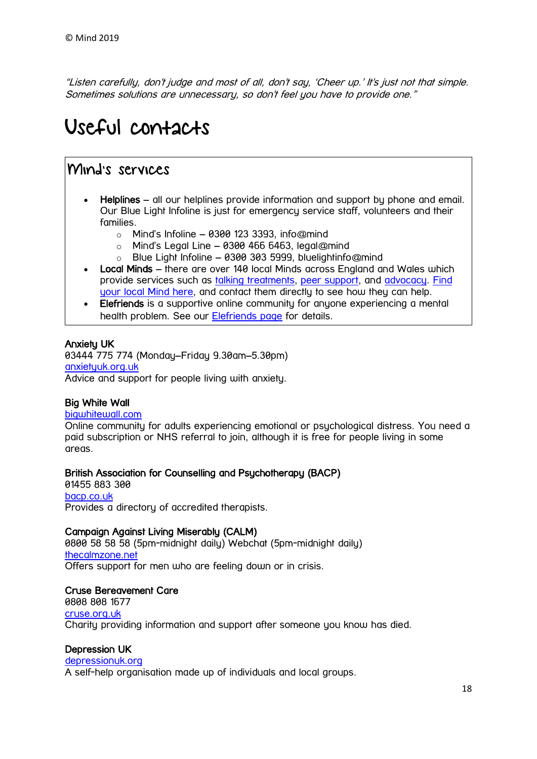© Mind 2019

*"Listen carefully, don't judge and most of all, don't say, 'Cheer up.' It's just not that simple. Sometimes solutions are unnecessary, so don't feel you have to provide one."*

# Useful contacts

## Mind's services

- **Helplines** – all our helplines provide information and support by phone and email. Our Blue Light Infoline is just for emergency service staff, volunteers and their families.
  - Mind's Infoline – 0300 123 3393, info@mind
  - Mind's Legal Line – 0300 466 6463, legal@mind
  - Blue Light Infoline – 0300 303 5999, bluelightinfo@mind
- **Local Minds** – there are over 140 local Minds across England and Wales which provide services such as talking treatments, peer support, and advocacy. Find your local Mind here, and contact them directly to see how they can help.
- **Elefriends** is a supportive online community for anyone experiencing a mental health problem. See our Elefriends page for details.

**Anxiety UK**
03444 775 774 (Monday–Friday 9.30am–5.30pm)
anxietyuk.org.uk
Advice and support for people living with anxiety.

**Big White Wall**
bigwhitewall.com
Online community for adults experiencing emotional or psychological distress. You need a paid subscription or NHS referral to join, although it is free for people living in some areas.

**British Association for Counselling and Psychotherapy (BACP)**
01455 883 300
bacp.co.uk
Provides a directory of accredited therapists.

**Campaign Against Living Miserably (CALM)**
0800 58 58 58 (5pm-midnight daily) Webchat (5pm-midnight daily)
thecalmzone.net
Offers support for men who are feeling down or in crisis.

**Cruse Bereavement Care**
0808 808 1677
cruse.org.uk
Charity providing information and support after someone you know has died.

**Depression UK**
depressionuk.org
A self-help organisation made up of individuals and local groups.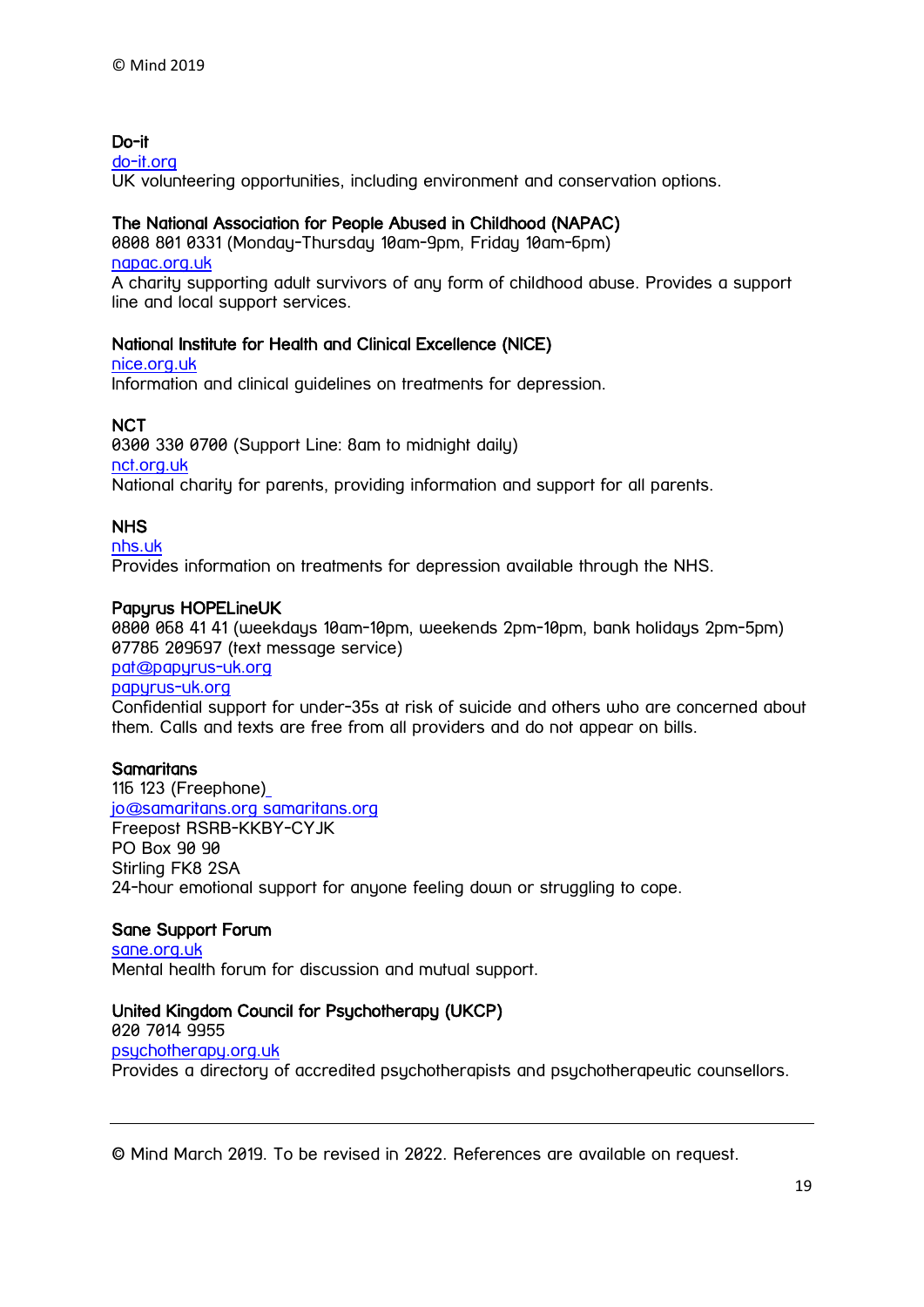**Do-it**
do-it.org
UK volunteering opportunities, including environment and conservation options.

**The National Association for People Abused in Childhood (NAPAC)**
0808 801 0331 (Monday-Thursday 10am-9pm, Friday 10am-6pm)
napac.org.uk
A charity supporting adult survivors of any form of childhood abuse. Provides a support line and local support services.

**National Institute for Health and Clinical Excellence (NICE)**
nice.org.uk
Information and clinical guidelines on treatments for depression.

**NCT**
0300 330 0700 (Support Line: 8am to midnight daily)
nct.org.uk
National charity for parents, providing information and support for all parents.

**NHS**
nhs.uk
Provides information on treatments for depression available through the NHS.

**Papyrus HOPELineUK**
0800 068 41 41 (weekdays 10am-10pm, weekends 2pm-10pm, bank holidays 2pm-5pm)
07786 209697 (text message service)
pat@papyrus-uk.org
papyrus-uk.org
Confidential support for under-35s at risk of suicide and others who are concerned about them. Calls and texts are free from all providers and do not appear on bills.

**Samaritans**
116 123 (Freephone)
jo@samaritans.org samaritans.org
Freepost RSRB-KKBY-CYJK
PO Box 90 90
Stirling FK8 2SA
24-hour emotional support for anyone feeling down or struggling to cope.

**Sane Support Forum**
sane.org.uk
Mental health forum for discussion and mutual support.

**United Kingdom Council for Psychotherapy (UKCP)**
020 7014 9955
psychotherapy.org.uk
Provides a directory of accredited psychotherapists and psychotherapeutic counsellors.

---

© Mind March 2019. To be revised in 2022. References are available on request.